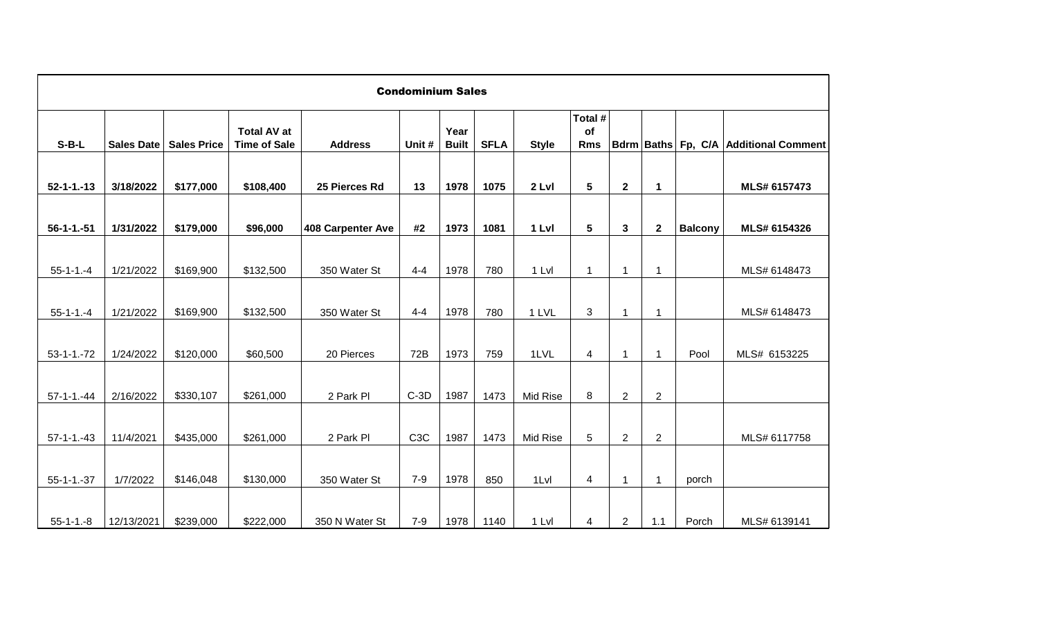# Condominium Sales

| S-B-L | Sales Date | Sales Price | Total AV at Time of Sale | Address | Unit # | Year Built | SFLA | Style | Total # of Rms | Bdrm | Baths | Fp, C/A | Additional Comment |
|---|---|---|---|---|---|---|---|---|---|---|---|---|---|
| **52-1-1.-13** | **3/18/2022** | **$177,000** | **$108,400** | **25 Pierces Rd** | **13** | **1978** | **1075** | **2 Lvl** | **5** | **2** | **1** | | **MLS# 6157473** |
| **56-1-1.-51** | **1/31/2022** | **$179,000** | **$96,000** | **408 Carpenter Ave** | **#2** | **1973** | **1081** | **1 Lvl** | **5** | **3** | **2** | **Balcony** | **MLS# 6154326** |
| 55-1-1.-4 | 1/21/2022 | $169,900 | $132,500 | 350 Water St | 4-4 | 1978 | 780 | 1 Lvl | 1 | 1 | 1 | | MLS# 6148473 |
| 55-1-1.-4 | 1/21/2022 | $169,900 | $132,500 | 350 Water St | 4-4 | 1978 | 780 | 1 LVL | 3 | 1 | 1 | | MLS# 6148473 |
| 53-1-1.-72 | 1/24/2022 | $120,000 | $60,500 | 20 Pierces | 72B | 1973 | 759 | 1LVL | 4 | 1 | 1 | Pool | MLS# 6153225 |
| 57-1-1.-44 | 2/16/2022 | $330,107 | $261,000 | 2 Park Pl | C-3D | 1987 | 1473 | Mid Rise | 8 | 2 | 2 | | |
| 57-1-1.-43 | 11/4/2021 | $435,000 | $261,000 | 2 Park Pl | C3C | 1987 | 1473 | Mid Rise | 5 | 2 | 2 | | MLS# 6117758 |
| 55-1-1.-37 | 1/7/2022 | $146,048 | $130,000 | 350 Water St | 7-9 | 1978 | 850 | 1Lvl | 4 | 1 | 1 | porch | |
| 55-1-1.-8 | 12/13/2021 | $239,000 | $222,000 | 350 N Water St | 7-9 | 1978 | 1140 | 1 Lvl | 4 | 2 | 1.1 | Porch | MLS# 6139141 |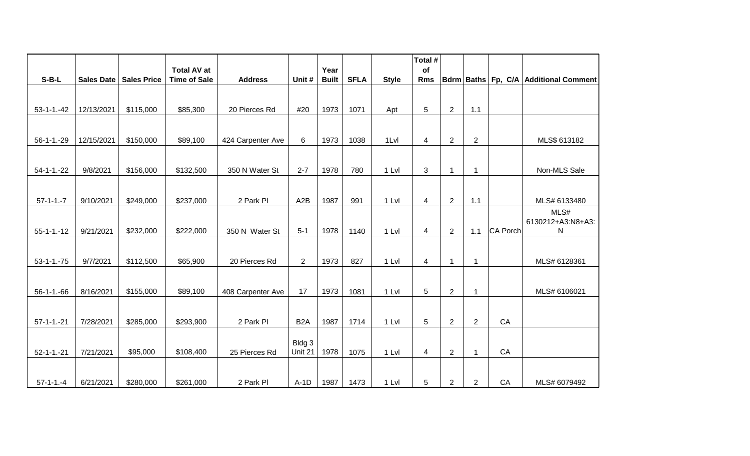| S-B-L | Sales Date | Sales Price | Total AV at Time of Sale | Address | Unit # | Year Built | SFLA | Style | Total # of Rms | Bdrm | Baths | Fp, C/A | Additional Comment |
|---|---|---|---|---|---|---|---|---|---|---|---|---|---|
| 53-1-1.-42 | 12/13/2021 | $115,000 | $85,300 | 20 Pierces Rd | #20 | 1973 | 1071 | Apt | 5 | 2 | 1.1 | | |
| 56-1-1.-29 | 12/15/2021 | $150,000 | $89,100 | 424 Carpenter Ave | 6 | 1973 | 1038 | 1Lvl | 4 | 2 | 2 | | MLS$ 613182 |
| 54-1-1.-22 | 9/8/2021 | $156,000 | $132,500 | 350 N Water St | 2-7 | 1978 | 780 | 1 Lvl | 3 | 1 | 1 | | Non-MLS Sale |
| 57-1-1.-7 | 9/10/2021 | $249,000 | $237,000 | 2 Park Pl | A2B | 1987 | 991 | 1 Lvl | 4 | 2 | 1.1 | | MLS# 6133480 |
| 55-1-1.-12 | 9/21/2021 | $232,000 | $222,000 | 350 N Water St | 5-1 | 1978 | 1140 | 1 Lvl | 4 | 2 | 1.1 | CA Porch | MLS# 6130212+A3:N8+A3:N |
| 53-1-1.-75 | 9/7/2021 | $112,500 | $65,900 | 20 Pierces Rd | 2 | 1973 | 827 | 1 Lvl | 4 | 1 | 1 | | MLS# 6128361 |
| 56-1-1.-66 | 8/16/2021 | $155,000 | $89,100 | 408 Carpenter Ave | 17 | 1973 | 1081 | 1 Lvl | 5 | 2 | 1 | | MLS# 6106021 |
| 57-1-1.-21 | 7/28/2021 | $285,000 | $293,900 | 2 Park Pl | B2A | 1987 | 1714 | 1 Lvl | 5 | 2 | 2 | CA | |
| 52-1-1.-21 | 7/21/2021 | $95,000 | $108,400 | 25 Pierces Rd | Bldg 3 Unit 21 | 1978 | 1075 | 1 Lvl | 4 | 2 | 1 | CA | |
| 57-1-1.-4 | 6/21/2021 | $280,000 | $261,000 | 2 Park Pl | A-1D | 1987 | 1473 | 1 Lvl | 5 | 2 | 2 | CA | MLS# 6079492 |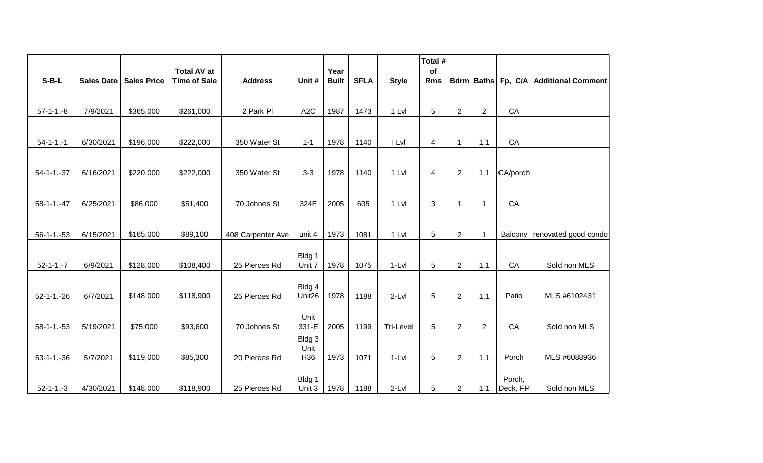| S-B-L | Sales Date | Sales Price | Total AV at Time of Sale | Address | Unit # | Year Built | SFLA | Style | Total # of Rms | Bdrm | Baths | Fp, C/A | Additional Comment |
|---|---|---|---|---|---|---|---|---|---|---|---|---|---|
| 57-1-1.-8 | 7/9/2021 | $365,000 | $261,000 | 2 Park Pl | A2C | 1987 | 1473 | 1 Lvl | 5 | 2 | 2 | CA | |
| 54-1-1.-1 | 6/30/2021 | $196,000 | $222,000 | 350 Water St | 1-1 | 1978 | 1140 | l Lvl | 4 | 1 | 1.1 | CA | |
| 54-1-1.-37 | 6/16/2021 | $220,000 | $222,000 | 350 Water St | 3-3 | 1978 | 1140 | 1 Lvl | 4 | 2 | 1.1 | CA/porch | |
| 58-1-1.-47 | 6/25/2021 | $86,000 | $51,400 | 70 Johnes St | 324E | 2005 | 605 | 1 Lvl | 3 | 1 | 1 | CA | |
| 56-1-1.-53 | 6/15/2021 | $165,000 | $89,100 | 408 Carpenter Ave | unit 4 | 1973 | 1081 | 1 Lvl | 5 | 2 | 1 | Balcony | renovated good condo |
| 52-1-1.-7 | 6/9/2021 | $128,000 | $108,400 | 25 Pierces Rd | Bldg 1 Unit 7 | 1978 | 1075 | 1-Lvl | 5 | 2 | 1.1 | CA | Sold non MLS |
| 52-1-1.-26 | 6/7/2021 | $148,000 | $118,900 | 25 Pierces Rd | Bldg 4 Unit26 | 1978 | 1188 | 2-Lvl | 5 | 2 | 1.1 | Patio | MLS #6102431 |
| 58-1-1.-53 | 5/19/2021 | $75,000 | $93,600 | 70 Johnes St | Unit 331-E | 2005 | 1199 | Tri-Level | 5 | 2 | 2 | CA | Sold non MLS |
| 53-1-1.-36 | 5/7/2021 | $119,000 | $85,300 | 20 Pierces Rd | Bldg 3 Unit H36 | 1973 | 1071 | 1-Lvl | 5 | 2 | 1.1 | Porch | MLS #6088936 |
| 52-1-1.-3 | 4/30/2021 | $148,000 | $118,900 | 25 Pierces Rd | Bldg 1 Unit 3 | 1978 | 1188 | 2-Lvl | 5 | 2 | 1.1 | Porch, Deck, FP | Sold non MLS |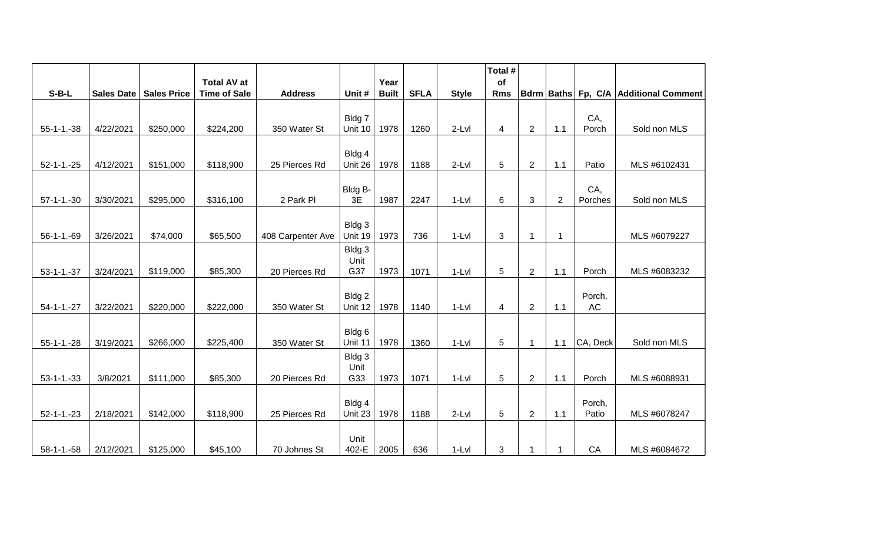| S-B-L | Sales Date | Sales Price | Total AV at Time of Sale | Address | Unit # | Year Built | SFLA | Style | Total # of Rms | Bdrm | Baths | Fp, C/A | Additional Comment |
|---|---|---|---|---|---|---|---|---|---|---|---|---|---|
| 55-1-1.-38 | 4/22/2021 | $250,000 | $224,200 | 350 Water St | Bldg 7 Unit 10 | 1978 | 1260 | 2-Lvl | 4 | 2 | 1.1 | CA, Porch | Sold non MLS |
| 52-1-1.-25 | 4/12/2021 | $151,000 | $118,900 | 25 Pierces Rd | Bldg 4 Unit 26 | 1978 | 1188 | 2-Lvl | 5 | 2 | 1.1 | Patio | MLS #6102431 |
| 57-1-1.-30 | 3/30/2021 | $295,000 | $316,100 | 2 Park Pl | Bldg B-3E | 1987 | 2247 | 1-Lvl | 6 | 3 | 2 | CA, Porches | Sold non MLS |
| 56-1-1.-69 | 3/26/2021 | $74,000 | $65,500 | 408 Carpenter Ave | Bldg 3 Unit 19 | 1973 | 736 | 1-Lvl | 3 | 1 | 1 | | MLS #6079227 |
| 53-1-1.-37 | 3/24/2021 | $119,000 | $85,300 | 20 Pierces Rd | Bldg 3 Unit G37 | 1973 | 1071 | 1-Lvl | 5 | 2 | 1.1 | Porch | MLS #6083232 |
| 54-1-1.-27 | 3/22/2021 | $220,000 | $222,000 | 350 Water St | Bldg 2 Unit 12 | 1978 | 1140 | 1-Lvl | 4 | 2 | 1.1 | Porch, AC | |
| 55-1-1.-28 | 3/19/2021 | $266,000 | $225,400 | 350 Water St | Bldg 6 Unit 11 | 1978 | 1360 | 1-Lvl | 5 | 1 | 1.1 | CA, Deck | Sold non MLS |
| 53-1-1.-33 | 3/8/2021 | $111,000 | $85,300 | 20 Pierces Rd | Bldg 3 Unit G33 | 1973 | 1071 | 1-Lvl | 5 | 2 | 1.1 | Porch | MLS #6088931 |
| 52-1-1.-23 | 2/18/2021 | $142,000 | $118,900 | 25 Pierces Rd | Bldg 4 Unit 23 | 1978 | 1188 | 2-Lvl | 5 | 2 | 1.1 | Porch, Patio | MLS #6078247 |
| 58-1-1.-58 | 2/12/2021 | $125,000 | $45,100 | 70 Johnes St | Unit 402-E | 2005 | 636 | 1-Lvl | 3 | 1 | 1 | CA | MLS #6084672 |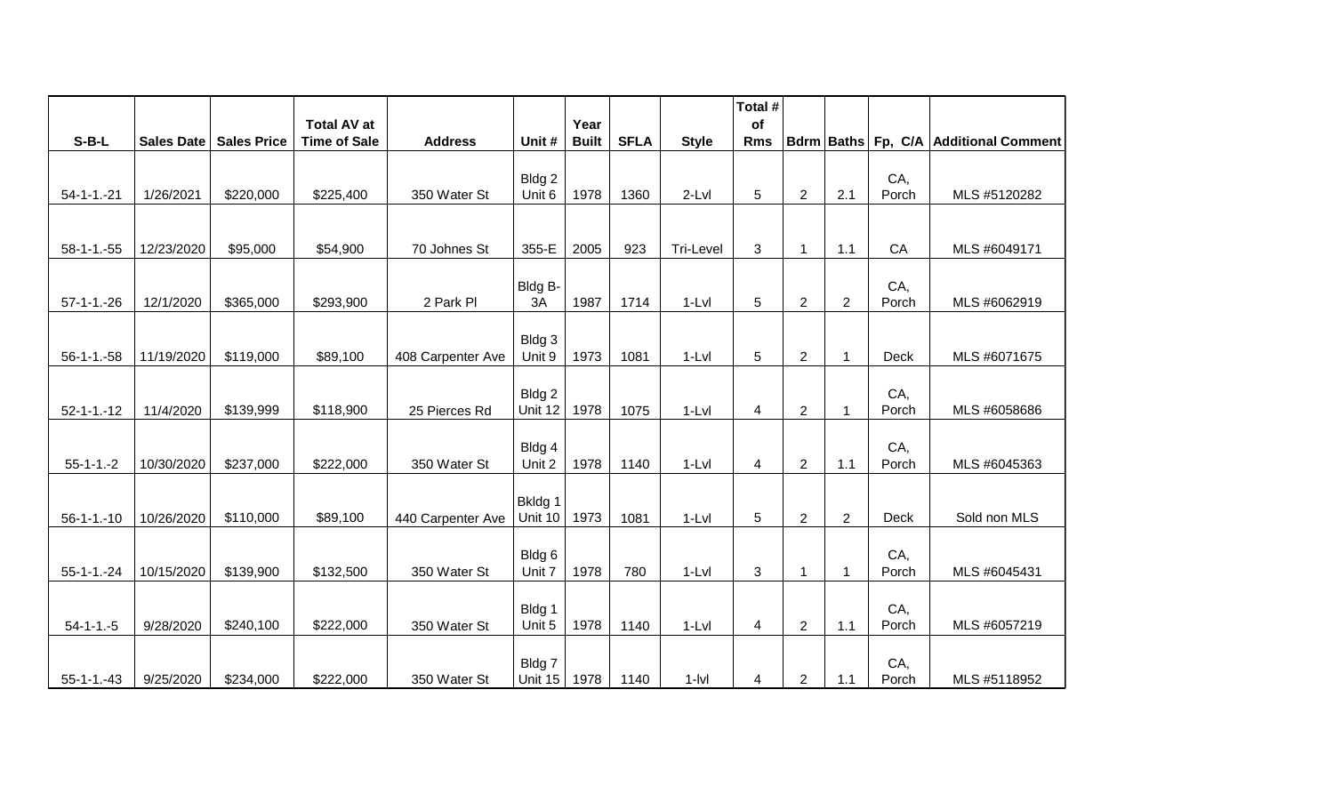| S-B-L | Sales Date | Sales Price | Total AV at Time of Sale | Address | Unit # | Year Built | SFLA | Style | Total # of Rms | Bdrm | Baths | Fp, C/A | Additional Comment |
|---|---|---|---|---|---|---|---|---|---|---|---|---|---|
| 54-1-1.-21 | 1/26/2021 | $220,000 | $225,400 | 350 Water St | Bldg 2 Unit 6 | 1978 | 1360 | 2-Lvl | 5 | 2 | 2.1 | CA, Porch | MLS #5120282 |
| 58-1-1.-55 | 12/23/2020 | $95,000 | $54,900 | 70 Johnes St | 355-E | 2005 | 923 | Tri-Level | 3 | 1 | 1.1 | CA | MLS #6049171 |
| 57-1-1.-26 | 12/1/2020 | $365,000 | $293,900 | 2 Park Pl | Bldg B-3A | 1987 | 1714 | 1-Lvl | 5 | 2 | 2 | CA, Porch | MLS #6062919 |
| 56-1-1.-58 | 11/19/2020 | $119,000 | $89,100 | 408 Carpenter Ave | Bldg 3 Unit 9 | 1973 | 1081 | 1-Lvl | 5 | 2 | 1 | Deck | MLS #6071675 |
| 52-1-1.-12 | 11/4/2020 | $139,999 | $118,900 | 25 Pierces Rd | Bldg 2 Unit 12 | 1978 | 1075 | 1-Lvl | 4 | 2 | 1 | CA, Porch | MLS #6058686 |
| 55-1-1.-2 | 10/30/2020 | $237,000 | $222,000 | 350 Water St | Bldg 4 Unit 2 | 1978 | 1140 | 1-Lvl | 4 | 2 | 1.1 | CA, Porch | MLS #6045363 |
| 56-1-1.-10 | 10/26/2020 | $110,000 | $89,100 | 440 Carpenter Ave | Bkldg 1 Unit 10 | 1973 | 1081 | 1-Lvl | 5 | 2 | 2 | Deck | Sold non MLS |
| 55-1-1.-24 | 10/15/2020 | $139,900 | $132,500 | 350 Water St | Bldg 6 Unit 7 | 1978 | 780 | 1-Lvl | 3 | 1 | 1 | CA, Porch | MLS #6045431 |
| 54-1-1.-5 | 9/28/2020 | $240,100 | $222,000 | 350 Water St | Bldg 1 Unit 5 | 1978 | 1140 | 1-Lvl | 4 | 2 | 1.1 | CA, Porch | MLS #6057219 |
| 55-1-1.-43 | 9/25/2020 | $234,000 | $222,000 | 350 Water St | Bldg 7 Unit 15 | 1978 | 1140 | 1-lvl | 4 | 2 | 1.1 | CA, Porch | MLS #5118952 |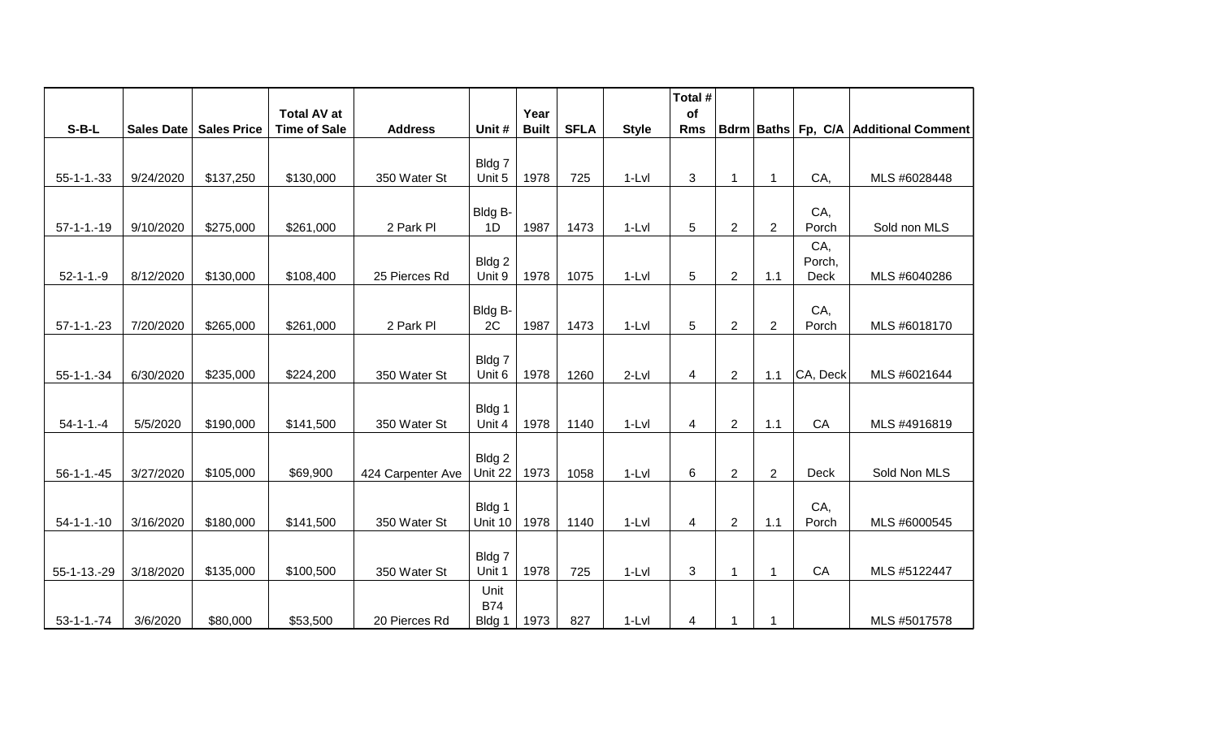| S-B-L | Sales Date | Sales Price | Total AV at Time of Sale | Address | Unit # | Year Built | SFLA | Style | Total # of Rms | Bdrm | Baths | Fp, C/A | Additional Comment |
|---|---|---|---|---|---|---|---|---|---|---|---|---|---|
| 55-1-1.-33 | 9/24/2020 | $137,250 | $130,000 | 350 Water St | Bldg 7 Unit 5 | 1978 | 725 | 1-Lvl | 3 | 1 | 1 | CA, | MLS #6028448 |
| 57-1-1.-19 | 9/10/2020 | $275,000 | $261,000 | 2 Park Pl | Bldg B-1D | 1987 | 1473 | 1-Lvl | 5 | 2 | 2 | CA, Porch | Sold non MLS |
| 52-1-1.-9 | 8/12/2020 | $130,000 | $108,400 | 25 Pierces Rd | Bldg 2 Unit 9 | 1978 | 1075 | 1-Lvl | 5 | 2 | 1.1 | CA, Porch, Deck | MLS #6040286 |
| 57-1-1.-23 | 7/20/2020 | $265,000 | $261,000 | 2 Park Pl | Bldg B-2C | 1987 | 1473 | 1-Lvl | 5 | 2 | 2 | CA, Porch | MLS #6018170 |
| 55-1-1.-34 | 6/30/2020 | $235,000 | $224,200 | 350 Water St | Bldg 7 Unit 6 | 1978 | 1260 | 2-Lvl | 4 | 2 | 1.1 | CA, Deck | MLS #6021644 |
| 54-1-1.-4 | 5/5/2020 | $190,000 | $141,500 | 350 Water St | Bldg 1 Unit 4 | 1978 | 1140 | 1-Lvl | 4 | 2 | 1.1 | CA | MLS #4916819 |
| 56-1-1.-45 | 3/27/2020 | $105,000 | $69,900 | 424 Carpenter Ave | Bldg 2 Unit 22 | 1973 | 1058 | 1-Lvl | 6 | 2 | 2 | Deck | Sold Non MLS |
| 54-1-1.-10 | 3/16/2020 | $180,000 | $141,500 | 350 Water St | Bldg 1 Unit 10 | 1978 | 1140 | 1-Lvl | 4 | 2 | 1.1 | CA, Porch | MLS #6000545 |
| 55-1-13.-29 | 3/18/2020 | $135,000 | $100,500 | 350 Water St | Bldg 7 Unit 1 | 1978 | 725 | 1-Lvl | 3 | 1 | 1 | CA | MLS #5122447 |
| 53-1-1.-74 | 3/6/2020 | $80,000 | $53,500 | 20 Pierces Rd | Unit B74 Bldg 1 | 1973 | 827 | 1-Lvl | 4 | 1 | 1 | | MLS #5017578 |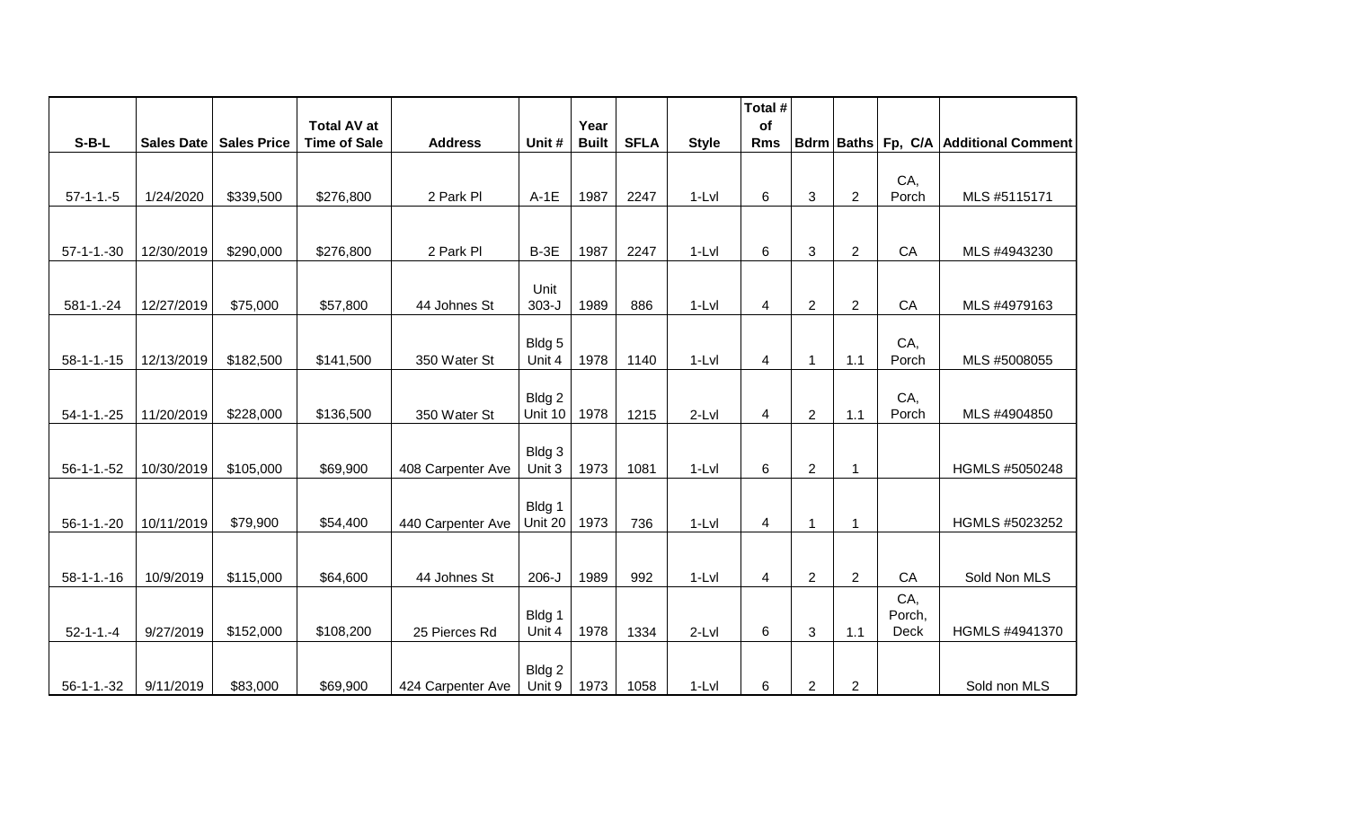| S-B-L | Sales Date | Sales Price | Total AV at Time of Sale | Address | Unit # | Year Built | SFLA | Style | Total # of Rms | Bdrm | Baths | Fp, C/A | Additional Comment |
|---|---|---|---|---|---|---|---|---|---|---|---|---|---|
| 57-1-1.-5 | 1/24/2020 | $339,500 | $276,800 | 2 Park Pl | A-1E | 1987 | 2247 | 1-Lvl | 6 | 3 | 2 | CA, Porch | MLS #5115171 |
| 57-1-1.-30 | 12/30/2019 | $290,000 | $276,800 | 2 Park Pl | B-3E | 1987 | 2247 | 1-Lvl | 6 | 3 | 2 | CA | MLS #4943230 |
| 581-1.-24 | 12/27/2019 | $75,000 | $57,800 | 44 Johnes St | Unit 303-J | 1989 | 886 | 1-Lvl | 4 | 2 | 2 | CA | MLS #4979163 |
| 58-1-1.-15 | 12/13/2019 | $182,500 | $141,500 | 350 Water St | Bldg 5 Unit 4 | 1978 | 1140 | 1-Lvl | 4 | 1 | 1.1 | CA, Porch | MLS #5008055 |
| 54-1-1.-25 | 11/20/2019 | $228,000 | $136,500 | 350 Water St | Bldg 2 Unit 10 | 1978 | 1215 | 2-Lvl | 4 | 2 | 1.1 | CA, Porch | MLS #4904850 |
| 56-1-1.-52 | 10/30/2019 | $105,000 | $69,900 | 408 Carpenter Ave | Bldg 3 Unit 3 | 1973 | 1081 | 1-Lvl | 6 | 2 | 1 | | HGMLS #5050248 |
| 56-1-1.-20 | 10/11/2019 | $79,900 | $54,400 | 440 Carpenter Ave | Bldg 1 Unit 20 | 1973 | 736 | 1-Lvl | 4 | 1 | 1 | | HGMLS #5023252 |
| 58-1-1.-16 | 10/9/2019 | $115,000 | $64,600 | 44 Johnes St | 206-J | 1989 | 992 | 1-Lvl | 4 | 2 | 2 | CA | Sold Non MLS |
| 52-1-1.-4 | 9/27/2019 | $152,000 | $108,200 | 25 Pierces Rd | Bldg 1 Unit 4 | 1978 | 1334 | 2-Lvl | 6 | 3 | 1.1 | CA, Porch, Deck | HGMLS #4941370 |
| 56-1-1.-32 | 9/11/2019 | $83,000 | $69,900 | 424 Carpenter Ave | Bldg 2 Unit 9 | 1973 | 1058 | 1-Lvl | 6 | 2 | 2 | | Sold non MLS |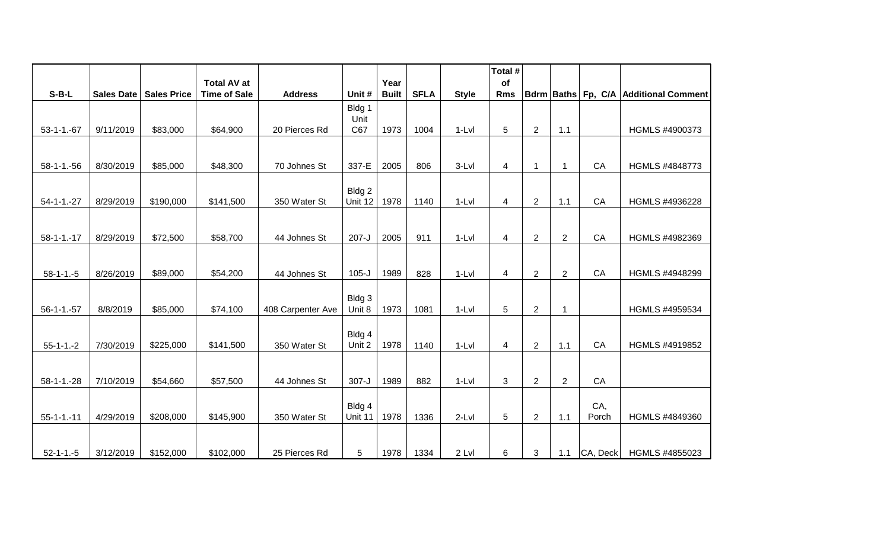| S-B-L | Sales Date | Sales Price | Total AV at Time of Sale | Address | Unit # | Year Built | SFLA | Style | Total # of Rms | Bdrm | Baths | Fp, C/A | Additional Comment |
|---|---|---|---|---|---|---|---|---|---|---|---|---|---|
| 53-1-1.-67 | 9/11/2019 | $83,000 | $64,900 | 20 Pierces Rd | Bldg 1 Unit C67 | 1973 | 1004 | 1-Lvl | 5 | 2 | 1.1 | | HGMLS #4900373 |
| 58-1-1.-56 | 8/30/2019 | $85,000 | $48,300 | 70 Johnes St | 337-E | 2005 | 806 | 3-Lvl | 4 | 1 | 1 | CA | HGMLS #4848773 |
| 54-1-1.-27 | 8/29/2019 | $190,000 | $141,500 | 350 Water St | Bldg 2 Unit 12 | 1978 | 1140 | 1-Lvl | 4 | 2 | 1.1 | CA | HGMLS #4936228 |
| 58-1-1.-17 | 8/29/2019 | $72,500 | $58,700 | 44 Johnes St | 207-J | 2005 | 911 | 1-Lvl | 4 | 2 | 2 | CA | HGMLS #4982369 |
| 58-1-1.-5 | 8/26/2019 | $89,000 | $54,200 | 44 Johnes St | 105-J | 1989 | 828 | 1-Lvl | 4 | 2 | 2 | CA | HGMLS #4948299 |
| 56-1-1.-57 | 8/8/2019 | $85,000 | $74,100 | 408 Carpenter Ave | Bldg 3 Unit 8 | 1973 | 1081 | 1-Lvl | 5 | 2 | 1 | | HGMLS #4959534 |
| 55-1-1.-2 | 7/30/2019 | $225,000 | $141,500 | 350 Water St | Bldg 4 Unit 2 | 1978 | 1140 | 1-Lvl | 4 | 2 | 1.1 | CA | HGMLS #4919852 |
| 58-1-1.-28 | 7/10/2019 | $54,660 | $57,500 | 44 Johnes St | 307-J | 1989 | 882 | 1-Lvl | 3 | 2 | 2 | CA | |
| 55-1-1.-11 | 4/29/2019 | $208,000 | $145,900 | 350 Water St | Bldg 4 Unit 11 | 1978 | 1336 | 2-Lvl | 5 | 2 | 1.1 | CA, Porch | HGMLS #4849360 |
| 52-1-1.-5 | 3/12/2019 | $152,000 | $102,000 | 25 Pierces Rd | 5 | 1978 | 1334 | 2 Lvl | 6 | 3 | 1.1 | CA, Deck | HGMLS #4855023 |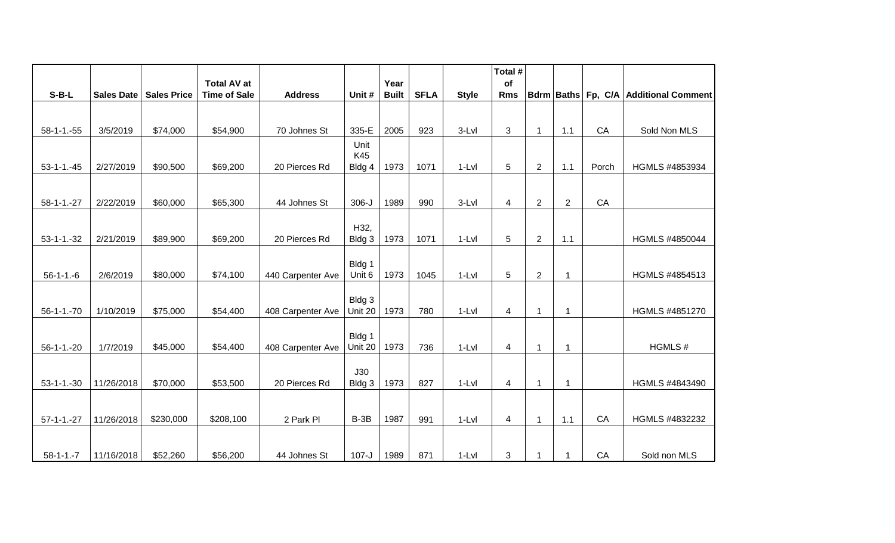| S-B-L | Sales Date | Sales Price | Total AV at Time of Sale | Address | Unit # | Year Built | SFLA | Style | Total # of Rms | Bdrm | Baths | Fp, C/A | Additional Comment |
|---|---|---|---|---|---|---|---|---|---|---|---|---|---|
| 58-1-1.-55 | 3/5/2019 | $74,000 | $54,900 | 70 Johnes St | 335-E | 2005 | 923 | 3-Lvl | 3 | 1 | 1.1 | CA | Sold Non MLS |
| 53-1-1.-45 | 2/27/2019 | $90,500 | $69,200 | 20 Pierces Rd | Unit K45 Bldg 4 | 1973 | 1071 | 1-Lvl | 5 | 2 | 1.1 | Porch | HGMLS #4853934 |
| 58-1-1.-27 | 2/22/2019 | $60,000 | $65,300 | 44 Johnes St | 306-J | 1989 | 990 | 3-Lvl | 4 | 2 | 2 | CA | |
| 53-1-1.-32 | 2/21/2019 | $89,900 | $69,200 | 20 Pierces Rd | H32, Bldg 3 | 1973 | 1071 | 1-Lvl | 5 | 2 | 1.1 | | HGMLS #4850044 |
| 56-1-1.-6 | 2/6/2019 | $80,000 | $74,100 | 440 Carpenter Ave | Bldg 1 Unit 6 | 1973 | 1045 | 1-Lvl | 5 | 2 | 1 | | HGMLS #4854513 |
| 56-1-1.-70 | 1/10/2019 | $75,000 | $54,400 | 408 Carpenter Ave | Bldg 3 Unit 20 | 1973 | 780 | 1-Lvl | 4 | 1 | 1 | | HGMLS #4851270 |
| 56-1-1.-20 | 1/7/2019 | $45,000 | $54,400 | 408 Carpenter Ave | Bldg 1 Unit 20 | 1973 | 736 | 1-Lvl | 4 | 1 | 1 | | HGMLS # |
| 53-1-1.-30 | 11/26/2018 | $70,000 | $53,500 | 20 Pierces Rd | J30 Bldg 3 | 1973 | 827 | 1-Lvl | 4 | 1 | 1 | | HGMLS #4843490 |
| 57-1-1.-27 | 11/26/2018 | $230,000 | $208,100 | 2 Park Pl | B-3B | 1987 | 991 | 1-Lvl | 4 | 1 | 1.1 | CA | HGMLS #4832232 |
| 58-1-1.-7 | 11/16/2018 | $52,260 | $56,200 | 44 Johnes St | 107-J | 1989 | 871 | 1-Lvl | 3 | 1 | 1 | CA | Sold non MLS |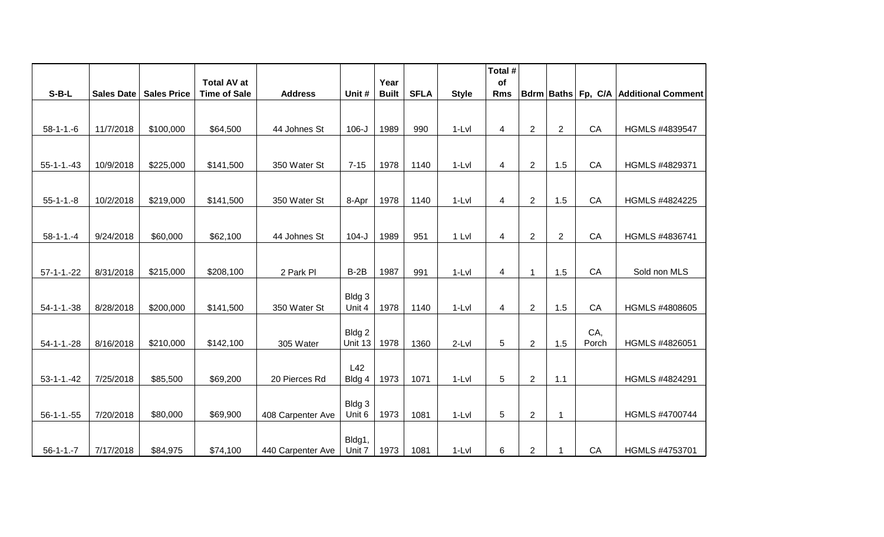| S-B-L | Sales Date | Sales Price | Total AV at Time of Sale | Address | Unit # | Year Built | SFLA | Style | Total # of Rms | Bdrm | Baths | Fp, C/A | Additional Comment |
|---|---|---|---|---|---|---|---|---|---|---|---|---|---|
| 58-1-1.-6 | 11/7/2018 | $100,000 | $64,500 | 44 Johnes St | 106-J | 1989 | 990 | 1-Lvl | 4 | 2 | 2 | CA | HGMLS #4839547 |
| 55-1-1.-43 | 10/9/2018 | $225,000 | $141,500 | 350 Water St | 7-15 | 1978 | 1140 | 1-Lvl | 4 | 2 | 1.5 | CA | HGMLS #4829371 |
| 55-1-1.-8 | 10/2/2018 | $219,000 | $141,500 | 350 Water St | 8-Apr | 1978 | 1140 | 1-Lvl | 4 | 2 | 1.5 | CA | HGMLS #4824225 |
| 58-1-1.-4 | 9/24/2018 | $60,000 | $62,100 | 44 Johnes St | 104-J | 1989 | 951 | 1 Lvl | 4 | 2 | 2 | CA | HGMLS #4836741 |
| 57-1-1.-22 | 8/31/2018 | $215,000 | $208,100 | 2 Park Pl | B-2B | 1987 | 991 | 1-Lvl | 4 | 1 | 1.5 | CA | Sold non MLS |
| 54-1-1.-38 | 8/28/2018 | $200,000 | $141,500 | 350 Water St | Bldg 3 Unit 4 | 1978 | 1140 | 1-Lvl | 4 | 2 | 1.5 | CA | HGMLS #4808605 |
| 54-1-1.-28 | 8/16/2018 | $210,000 | $142,100 | 305 Water | Bldg 2 Unit 13 | 1978 | 1360 | 2-Lvl | 5 | 2 | 1.5 | CA, Porch | HGMLS #4826051 |
| 53-1-1.-42 | 7/25/2018 | $85,500 | $69,200 | 20 Pierces Rd | L42 Bldg 4 | 1973 | 1071 | 1-Lvl | 5 | 2 | 1.1 | | HGMLS #4824291 |
| 56-1-1.-55 | 7/20/2018 | $80,000 | $69,900 | 408 Carpenter Ave | Bldg 3 Unit 6 | 1973 | 1081 | 1-Lvl | 5 | 2 | 1 | | HGMLS #4700744 |
| 56-1-1.-7 | 7/17/2018 | $84,975 | $74,100 | 440 Carpenter Ave | Bldg1, Unit 7 | 1973 | 1081 | 1-Lvl | 6 | 2 | 1 | CA | HGMLS #4753701 |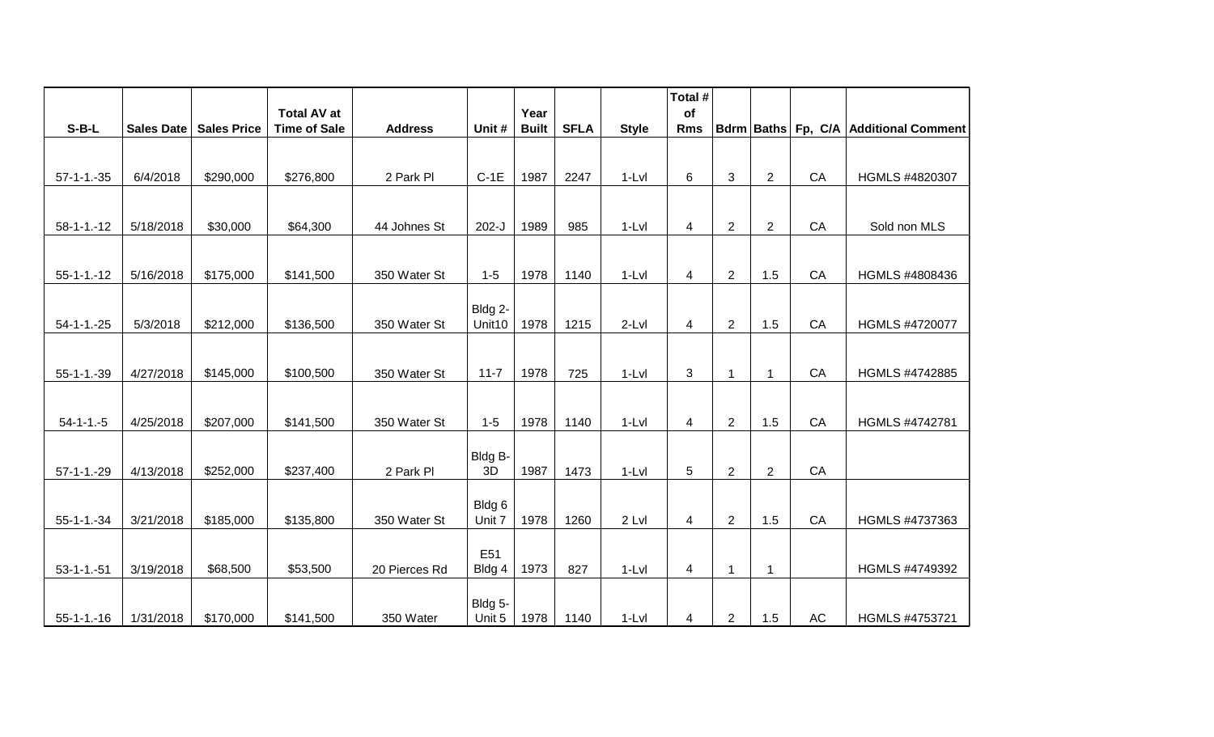| S-B-L | Sales Date | Sales Price | Total AV at Time of Sale | Address | Unit # | Year Built | SFLA | Style | Total # of Rms | Bdrm | Baths | Fp, C/A | Additional Comment |
|---|---|---|---|---|---|---|---|---|---|---|---|---|---|
| 57-1-1.-35 | 6/4/2018 | $290,000 | $276,800 | 2 Park Pl | C-1E | 1987 | 2247 | 1-Lvl | 6 | 3 | 2 | CA | HGMLS #4820307 |
| 58-1-1.-12 | 5/18/2018 | $30,000 | $64,300 | 44 Johnes St | 202-J | 1989 | 985 | 1-Lvl | 4 | 2 | 2 | CA | Sold non MLS |
| 55-1-1.-12 | 5/16/2018 | $175,000 | $141,500 | 350 Water St | 1-5 | 1978 | 1140 | 1-Lvl | 4 | 2 | 1.5 | CA | HGMLS #4808436 |
| 54-1-1.-25 | 5/3/2018 | $212,000 | $136,500 | 350 Water St | Bldg 2-Unit10 | 1978 | 1215 | 2-Lvl | 4 | 2 | 1.5 | CA | HGMLS #4720077 |
| 55-1-1.-39 | 4/27/2018 | $145,000 | $100,500 | 350 Water St | 11-7 | 1978 | 725 | 1-Lvl | 3 | 1 | 1 | CA | HGMLS #4742885 |
| 54-1-1.-5 | 4/25/2018 | $207,000 | $141,500 | 350 Water St | 1-5 | 1978 | 1140 | 1-Lvl | 4 | 2 | 1.5 | CA | HGMLS #4742781 |
| 57-1-1.-29 | 4/13/2018 | $252,000 | $237,400 | 2 Park Pl | Bldg B-3D | 1987 | 1473 | 1-Lvl | 5 | 2 | 2 | CA | |
| 55-1-1.-34 | 3/21/2018 | $185,000 | $135,800 | 350 Water St | Bldg 6 Unit 7 | 1978 | 1260 | 2 Lvl | 4 | 2 | 1.5 | CA | HGMLS #4737363 |
| 53-1-1.-51 | 3/19/2018 | $68,500 | $53,500 | 20 Pierces Rd | E51 Bldg 4 | 1973 | 827 | 1-Lvl | 4 | 1 | 1 | | HGMLS #4749392 |
| 55-1-1.-16 | 1/31/2018 | $170,000 | $141,500 | 350 Water | Bldg 5-Unit 5 | 1978 | 1140 | 1-Lvl | 4 | 2 | 1.5 | AC | HGMLS #4753721 |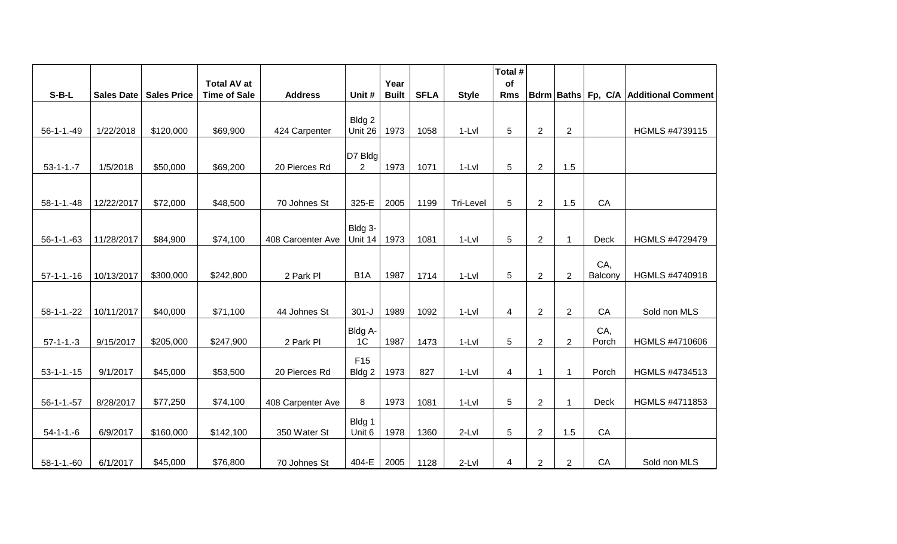| S-B-L | Sales Date | Sales Price | Total AV at Time of Sale | Address | Unit # | Year Built | SFLA | Style | Total # of Rms | Bdrm | Baths | Fp, C/A | Additional Comment |
|---|---|---|---|---|---|---|---|---|---|---|---|---|---|
| 56-1-1.-49 | 1/22/2018 | $120,000 | $69,900 | 424 Carpenter | Bldg 2 Unit 26 | 1973 | 1058 | 1-Lvl | 5 | 2 | 2 | | HGMLS #4739115 |
| 53-1-1.-7 | 1/5/2018 | $50,000 | $69,200 | 20 Pierces Rd | D7 Bldg 2 | 1973 | 1071 | 1-Lvl | 5 | 2 | 1.5 | | |
| 58-1-1.-48 | 12/22/2017 | $72,000 | $48,500 | 70 Johnes St | 325-E | 2005 | 1199 | Tri-Level | 5 | 2 | 1.5 | CA | |
| 56-1-1.-63 | 11/28/2017 | $84,900 | $74,100 | 408 Caroenter Ave | Bldg 3- Unit 14 | 1973 | 1081 | 1-Lvl | 5 | 2 | 1 | Deck | HGMLS #4729479 |
| 57-1-1.-16 | 10/13/2017 | $300,000 | $242,800 | 2 Park Pl | B1A | 1987 | 1714 | 1-Lvl | 5 | 2 | 2 | CA, Balcony | HGMLS #4740918 |
| 58-1-1.-22 | 10/11/2017 | $40,000 | $71,100 | 44 Johnes St | 301-J | 1989 | 1092 | 1-Lvl | 4 | 2 | 2 | CA | Sold non MLS |
| 57-1-1.-3 | 9/15/2017 | $205,000 | $247,900 | 2 Park Pl | Bldg A-1C | 1987 | 1473 | 1-Lvl | 5 | 2 | 2 | CA, Porch | HGMLS #4710606 |
| 53-1-1.-15 | 9/1/2017 | $45,000 | $53,500 | 20 Pierces Rd | F15 Bldg 2 | 1973 | 827 | 1-Lvl | 4 | 1 | 1 | Porch | HGMLS #4734513 |
| 56-1-1.-57 | 8/28/2017 | $77,250 | $74,100 | 408 Carpenter Ave | 8 | 1973 | 1081 | 1-Lvl | 5 | 2 | 1 | Deck | HGMLS #4711853 |
| 54-1-1.-6 | 6/9/2017 | $160,000 | $142,100 | 350 Water St | Bldg 1 Unit 6 | 1978 | 1360 | 2-Lvl | 5 | 2 | 1.5 | CA | |
| 58-1-1.-60 | 6/1/2017 | $45,000 | $76,800 | 70 Johnes St | 404-E | 2005 | 1128 | 2-Lvl | 4 | 2 | 2 | CA | Sold non MLS |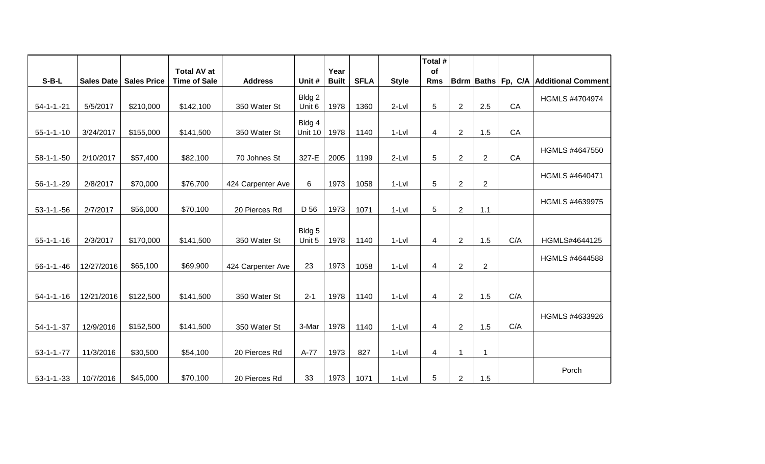| S-B-L | Sales Date | Sales Price | Total AV at Time of Sale | Address | Unit # | Year Built | SFLA | Style | Total # of Rms | Bdrm | Baths | Fp, C/A | Additional Comment |
|---|---|---|---|---|---|---|---|---|---|---|---|---|---|
| 54-1-1.-21 | 5/5/2017 | $210,000 | $142,100 | 350 Water St | Bldg 2 Unit 6 | 1978 | 1360 | 2-Lvl | 5 | 2 | 2.5 | CA | HGMLS #4704974 |
| 55-1-1.-10 | 3/24/2017 | $155,000 | $141,500 | 350 Water St | Bldg 4 Unit 10 | 1978 | 1140 | 1-Lvl | 4 | 2 | 1.5 | CA | |
| 58-1-1.-50 | 2/10/2017 | $57,400 | $82,100 | 70 Johnes St | 327-E | 2005 | 1199 | 2-Lvl | 5 | 2 | 2 | CA | HGMLS #4647550 |
| 56-1-1.-29 | 2/8/2017 | $70,000 | $76,700 | 424 Carpenter Ave | 6 | 1973 | 1058 | 1-Lvl | 5 | 2 | 2 | | HGMLS #4640471 |
| 53-1-1.-56 | 2/7/2017 | $56,000 | $70,100 | 20 Pierces Rd | D 56 | 1973 | 1071 | 1-Lvl | 5 | 2 | 1.1 | | HGMLS #4639975 |
| 55-1-1.-16 | 2/3/2017 | $170,000 | $141,500 | 350 Water St | Bldg 5 Unit 5 | 1978 | 1140 | 1-Lvl | 4 | 2 | 1.5 | C/A | HGMLS#4644125 |
| 56-1-1.-46 | 12/27/2016 | $65,100 | $69,900 | 424 Carpenter Ave | 23 | 1973 | 1058 | 1-Lvl | 4 | 2 | 2 | | HGMLS #4644588 |
| 54-1-1.-16 | 12/21/2016 | $122,500 | $141,500 | 350 Water St | 2-1 | 1978 | 1140 | 1-Lvl | 4 | 2 | 1.5 | C/A | |
| 54-1-1.-37 | 12/9/2016 | $152,500 | $141,500 | 350 Water St | 3-Mar | 1978 | 1140 | 1-Lvl | 4 | 2 | 1.5 | C/A | HGMLS #4633926 |
| 53-1-1.-77 | 11/3/2016 | $30,500 | $54,100 | 20 Pierces Rd | A-77 | 1973 | 827 | 1-Lvl | 4 | 1 | 1 | | |
| 53-1-1.-33 | 10/7/2016 | $45,000 | $70,100 | 20 Pierces Rd | 33 | 1973 | 1071 | 1-Lvl | 5 | 2 | 1.5 | | Porch |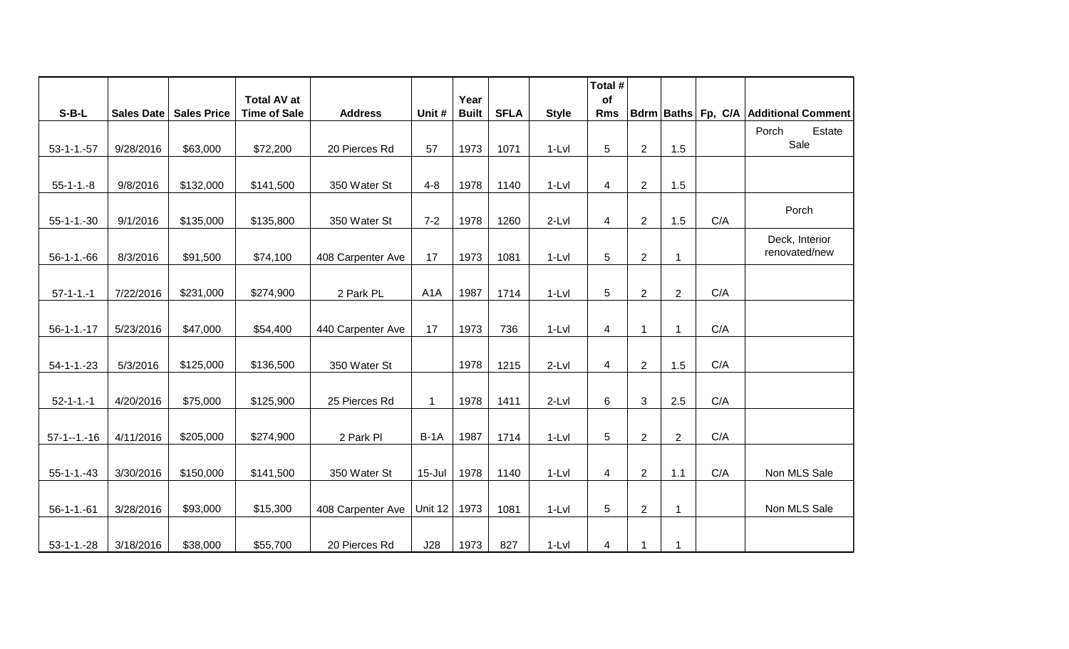| S-B-L | Sales Date | Sales Price | Total AV at Time of Sale | Address | Unit # | Year Built | SFLA | Style | Total # of Rms | Bdrm | Baths | Fp, C/A | Additional Comment |
|---|---|---|---|---|---|---|---|---|---|---|---|---|---|
| 53-1-1.-57 | 9/28/2016 | $63,000 | $72,200 | 20 Pierces Rd | 57 | 1973 | 1071 | 1-Lvl | 5 | 2 | 1.5 | | Porch Estate Sale |
| 55-1-1.-8 | 9/8/2016 | $132,000 | $141,500 | 350 Water St | 4-8 | 1978 | 1140 | 1-Lvl | 4 | 2 | 1.5 | | |
| 55-1-1.-30 | 9/1/2016 | $135,000 | $135,800 | 350 Water St | 7-2 | 1978 | 1260 | 2-Lvl | 4 | 2 | 1.5 | C/A | Porch |
| 56-1-1.-66 | 8/3/2016 | $91,500 | $74,100 | 408 Carpenter Ave | 17 | 1973 | 1081 | 1-Lvl | 5 | 2 | 1 | | Deck, Interior renovated/new |
| 57-1-1.-1 | 7/22/2016 | $231,000 | $274,900 | 2 Park PL | A1A | 1987 | 1714 | 1-Lvl | 5 | 2 | 2 | C/A | |
| 56-1-1.-17 | 5/23/2016 | $47,000 | $54,400 | 440 Carpenter Ave | 17 | 1973 | 736 | 1-Lvl | 4 | 1 | 1 | C/A | |
| 54-1-1.-23 | 5/3/2016 | $125,000 | $136,500 | 350 Water St | | 1978 | 1215 | 2-Lvl | 4 | 2 | 1.5 | C/A | |
| 52-1-1.-1 | 4/20/2016 | $75,000 | $125,900 | 25 Pierces Rd | 1 | 1978 | 1411 | 2-Lvl | 6 | 3 | 2.5 | C/A | |
| 57-1--1.-16 | 4/11/2016 | $205,000 | $274,900 | 2 Park Pl | B-1A | 1987 | 1714 | 1-Lvl | 5 | 2 | 2 | C/A | |
| 55-1-1.-43 | 3/30/2016 | $150,000 | $141,500 | 350 Water St | 15-Jul | 1978 | 1140 | 1-Lvl | 4 | 2 | 1.1 | C/A | Non MLS Sale |
| 56-1-1.-61 | 3/28/2016 | $93,000 | $15,300 | 408 Carpenter Ave | Unit 12 | 1973 | 1081 | 1-Lvl | 5 | 2 | 1 | | Non MLS Sale |
| 53-1-1.-28 | 3/18/2016 | $38,000 | $55,700 | 20 Pierces Rd | J28 | 1973 | 827 | 1-Lvl | 4 | 1 | 1 | | |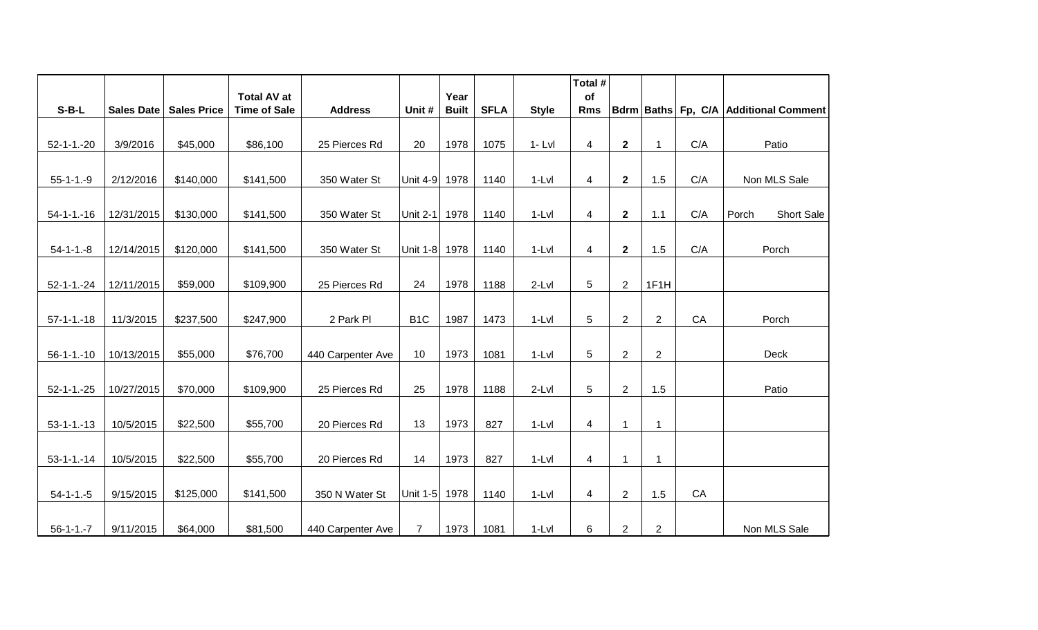| S-B-L | Sales Date | Sales Price | Total AV at Time of Sale | Address | Unit # | Year Built | SFLA | Style | Total # of Rms | Bdrm | Baths | Fp, C/A | Additional Comment |
|---|---|---|---|---|---|---|---|---|---|---|---|---|---|
| 52-1-1.-20 | 3/9/2016 | $45,000 | $86,100 | 25 Pierces Rd | 20 | 1978 | 1075 | 1- Lvl | 4 | **2** | 1 | C/A | Patio |
| 55-1-1.-9 | 2/12/2016 | $140,000 | $141,500 | 350 Water St | Unit 4-9 | 1978 | 1140 | 1-Lvl | 4 | **2** | 1.5 | C/A | Non MLS Sale |
| 54-1-1.-16 | 12/31/2015 | $130,000 | $141,500 | 350 Water St | Unit 2-1 | 1978 | 1140 | 1-Lvl | 4 | **2** | 1.1 | C/A | Porch Short Sale |
| 54-1-1.-8 | 12/14/2015 | $120,000 | $141,500 | 350 Water St | Unit 1-8 | 1978 | 1140 | 1-Lvl | 4 | **2** | 1.5 | C/A | Porch |
| 52-1-1.-24 | 12/11/2015 | $59,000 | $109,900 | 25 Pierces Rd | 24 | 1978 | 1188 | 2-Lvl | 5 | 2 | 1F1H | | |
| 57-1-1.-18 | 11/3/2015 | $237,500 | $247,900 | 2 Park Pl | B1C | 1987 | 1473 | 1-Lvl | 5 | 2 | 2 | CA | Porch |
| 56-1-1.-10 | 10/13/2015 | $55,000 | $76,700 | 440 Carpenter Ave | 10 | 1973 | 1081 | 1-Lvl | 5 | 2 | 2 | | Deck |
| 52-1-1.-25 | 10/27/2015 | $70,000 | $109,900 | 25 Pierces Rd | 25 | 1978 | 1188 | 2-Lvl | 5 | 2 | 1.5 | | Patio |
| 53-1-1.-13 | 10/5/2015 | $22,500 | $55,700 | 20 Pierces Rd | 13 | 1973 | 827 | 1-Lvl | 4 | 1 | 1 | | |
| 53-1-1.-14 | 10/5/2015 | $22,500 | $55,700 | 20 Pierces Rd | 14 | 1973 | 827 | 1-Lvl | 4 | 1 | 1 | | |
| 54-1-1.-5 | 9/15/2015 | $125,000 | $141,500 | 350 N Water St | Unit 1-5 | 1978 | 1140 | 1-Lvl | 4 | 2 | 1.5 | CA | |
| 56-1-1.-7 | 9/11/2015 | $64,000 | $81,500 | 440 Carpenter Ave | 7 | 1973 | 1081 | 1-Lvl | 6 | 2 | 2 | | Non MLS Sale |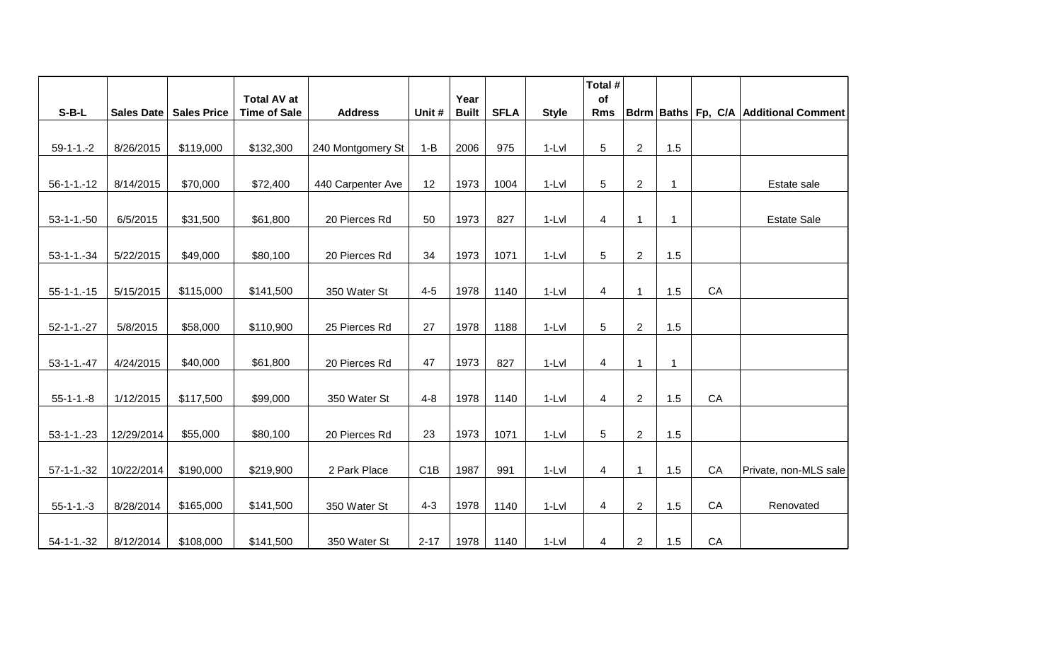| S-B-L | Sales Date | Sales Price | Total AV at Time of Sale | Address | Unit # | Year Built | SFLA | Style | Total # of Rms | Bdrm | Baths | Fp, C/A | Additional Comment |
|---|---|---|---|---|---|---|---|---|---|---|---|---|---|
| 59-1-1.-2 | 8/26/2015 | $119,000 | $132,300 | 240 Montgomery St | 1-B | 2006 | 975 | 1-Lvl | 5 | 2 | 1.5 | | |
| 56-1-1.-12 | 8/14/2015 | $70,000 | $72,400 | 440 Carpenter Ave | 12 | 1973 | 1004 | 1-Lvl | 5 | 2 | 1 | | Estate sale |
| 53-1-1.-50 | 6/5/2015 | $31,500 | $61,800 | 20 Pierces Rd | 50 | 1973 | 827 | 1-Lvl | 4 | 1 | 1 | | Estate Sale |
| 53-1-1.-34 | 5/22/2015 | $49,000 | $80,100 | 20 Pierces Rd | 34 | 1973 | 1071 | 1-Lvl | 5 | 2 | 1.5 | | |
| 55-1-1.-15 | 5/15/2015 | $115,000 | $141,500 | 350 Water St | 4-5 | 1978 | 1140 | 1-Lvl | 4 | 1 | 1.5 | CA | |
| 52-1-1.-27 | 5/8/2015 | $58,000 | $110,900 | 25 Pierces Rd | 27 | 1978 | 1188 | 1-Lvl | 5 | 2 | 1.5 | | |
| 53-1-1.-47 | 4/24/2015 | $40,000 | $61,800 | 20 Pierces Rd | 47 | 1973 | 827 | 1-Lvl | 4 | 1 | 1 | | |
| 55-1-1.-8 | 1/12/2015 | $117,500 | $99,000 | 350 Water St | 4-8 | 1978 | 1140 | 1-Lvl | 4 | 2 | 1.5 | CA | |
| 53-1-1.-23 | 12/29/2014 | $55,000 | $80,100 | 20 Pierces Rd | 23 | 1973 | 1071 | 1-Lvl | 5 | 2 | 1.5 | | |
| 57-1-1.-32 | 10/22/2014 | $190,000 | $219,900 | 2 Park Place | C1B | 1987 | 991 | 1-Lvl | 4 | 1 | 1.5 | CA | Private, non-MLS sale |
| 55-1-1.-3 | 8/28/2014 | $165,000 | $141,500 | 350 Water St | 4-3 | 1978 | 1140 | 1-Lvl | 4 | 2 | 1.5 | CA | Renovated |
| 54-1-1.-32 | 8/12/2014 | $108,000 | $141,500 | 350 Water St | 2-17 | 1978 | 1140 | 1-Lvl | 4 | 2 | 1.5 | CA | |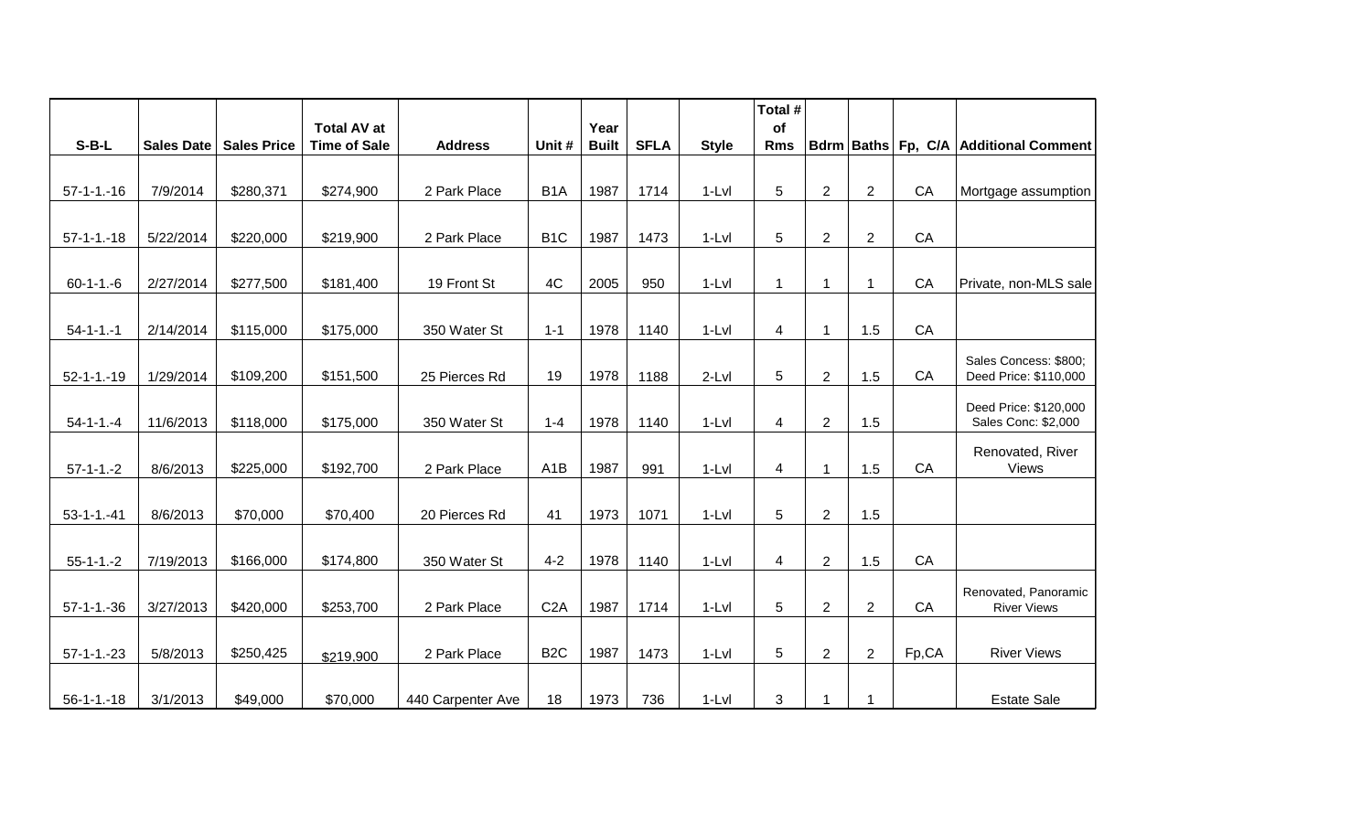| S-B-L | Sales Date | Sales Price | Total AV at Time of Sale | Address | Unit # | Year Built | SFLA | Style | Total # of Rms | Bdrm | Baths | Fp, C/A | Additional Comment |
|---|---|---|---|---|---|---|---|---|---|---|---|---|---|
| 57-1-1.-16 | 7/9/2014 | $280,371 | $274,900 | 2 Park Place | B1A | 1987 | 1714 | 1-Lvl | 5 | 2 | 2 | CA | Mortgage assumption |
| 57-1-1.-18 | 5/22/2014 | $220,000 | $219,900 | 2 Park Place | B1C | 1987 | 1473 | 1-Lvl | 5 | 2 | 2 | CA | |
| 60-1-1.-6 | 2/27/2014 | $277,500 | $181,400 | 19 Front St | 4C | 2005 | 950 | 1-Lvl | 1 | 1 | 1 | CA | Private, non-MLS sale |
| 54-1-1.-1 | 2/14/2014 | $115,000 | $175,000 | 350 Water St | 1-1 | 1978 | 1140 | 1-Lvl | 4 | 1 | 1.5 | CA | |
| 52-1-1.-19 | 1/29/2014 | $109,200 | $151,500 | 25 Pierces Rd | 19 | 1978 | 1188 | 2-Lvl | 5 | 2 | 1.5 | CA | Sales Concess: $800; Deed Price: $110,000 |
| 54-1-1.-4 | 11/6/2013 | $118,000 | $175,000 | 350 Water St | 1-4 | 1978 | 1140 | 1-Lvl | 4 | 2 | 1.5 | | Deed Price: $120,000 Sales Conc: $2,000 |
| 57-1-1.-2 | 8/6/2013 | $225,000 | $192,700 | 2 Park Place | A1B | 1987 | 991 | 1-Lvl | 4 | 1 | 1.5 | CA | Renovated, River Views |
| 53-1-1.-41 | 8/6/2013 | $70,000 | $70,400 | 20 Pierces Rd | 41 | 1973 | 1071 | 1-Lvl | 5 | 2 | 1.5 | | |
| 55-1-1.-2 | 7/19/2013 | $166,000 | $174,800 | 350 Water St | 4-2 | 1978 | 1140 | 1-Lvl | 4 | 2 | 1.5 | CA | |
| 57-1-1.-36 | 3/27/2013 | $420,000 | $253,700 | 2 Park Place | C2A | 1987 | 1714 | 1-Lvl | 5 | 2 | 2 | CA | Renovated, Panoramic River Views |
| 57-1-1.-23 | 5/8/2013 | $250,425 | $219,900 | 2 Park Place | B2C | 1987 | 1473 | 1-Lvl | 5 | 2 | 2 | Fp,CA | River Views |
| 56-1-1.-18 | 3/1/2013 | $49,000 | $70,000 | 440 Carpenter Ave | 18 | 1973 | 736 | 1-Lvl | 3 | 1 | 1 | | Estate Sale |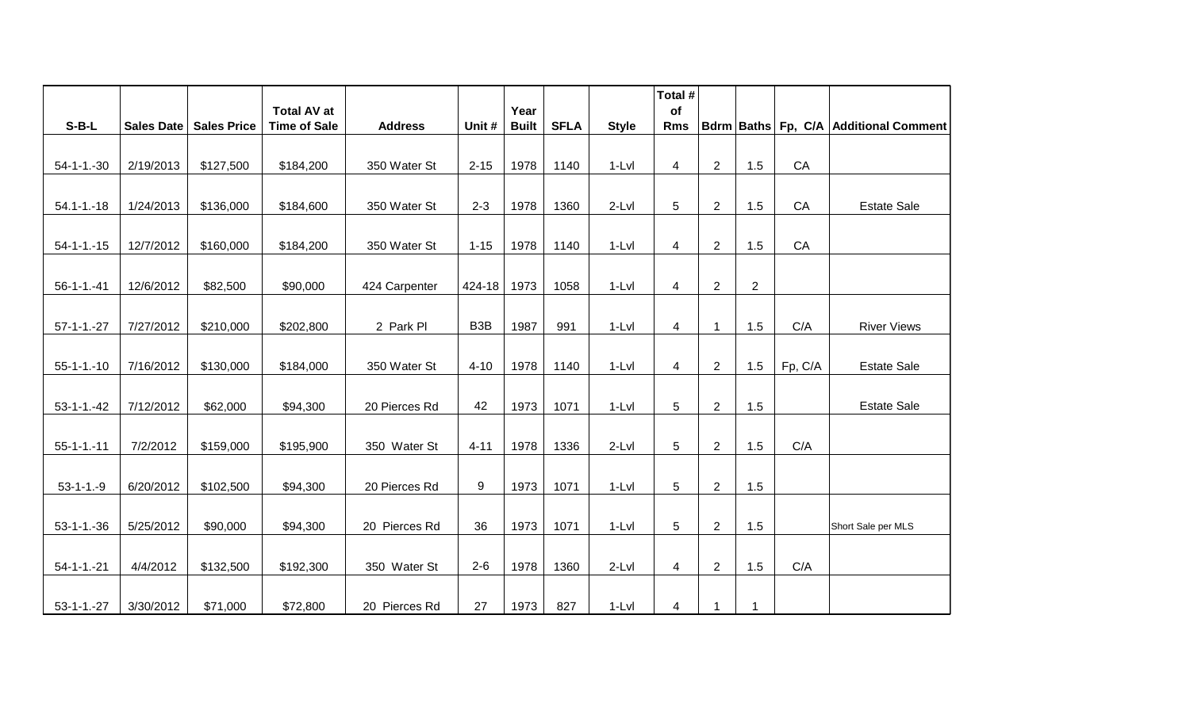| S-B-L | Sales Date | Sales Price | Total AV at Time of Sale | Address | Unit # | Year Built | SFLA | Style | Total # of Rms | Bdrm | Baths | Fp, C/A | Additional Comment |
|---|---|---|---|---|---|---|---|---|---|---|---|---|---|
| 54-1-1.-30 | 2/19/2013 | $127,500 | $184,200 | 350 Water St | 2-15 | 1978 | 1140 | 1-Lvl | 4 | 2 | 1.5 | CA | |
| 54.1-1.-18 | 1/24/2013 | $136,000 | $184,600 | 350 Water St | 2-3 | 1978 | 1360 | 2-Lvl | 5 | 2 | 1.5 | CA | Estate Sale |
| 54-1-1.-15 | 12/7/2012 | $160,000 | $184,200 | 350 Water St | 1-15 | 1978 | 1140 | 1-Lvl | 4 | 2 | 1.5 | CA | |
| 56-1-1.-41 | 12/6/2012 | $82,500 | $90,000 | 424 Carpenter | 424-18 | 1973 | 1058 | 1-Lvl | 4 | 2 | 2 | | |
| 57-1-1.-27 | 7/27/2012 | $210,000 | $202,800 | 2 Park Pl | B3B | 1987 | 991 | 1-Lvl | 4 | 1 | 1.5 | C/A | River Views |
| 55-1-1.-10 | 7/16/2012 | $130,000 | $184,000 | 350 Water St | 4-10 | 1978 | 1140 | 1-Lvl | 4 | 2 | 1.5 | Fp, C/A | Estate Sale |
| 53-1-1.-42 | 7/12/2012 | $62,000 | $94,300 | 20 Pierces Rd | 42 | 1973 | 1071 | 1-Lvl | 5 | 2 | 1.5 | | Estate Sale |
| 55-1-1.-11 | 7/2/2012 | $159,000 | $195,900 | 350 Water St | 4-11 | 1978 | 1336 | 2-Lvl | 5 | 2 | 1.5 | C/A | |
| 53-1-1.-9 | 6/20/2012 | $102,500 | $94,300 | 20 Pierces Rd | 9 | 1973 | 1071 | 1-Lvl | 5 | 2 | 1.5 | | |
| 53-1-1.-36 | 5/25/2012 | $90,000 | $94,300 | 20 Pierces Rd | 36 | 1973 | 1071 | 1-Lvl | 5 | 2 | 1.5 | | Short Sale per MLS |
| 54-1-1.-21 | 4/4/2012 | $132,500 | $192,300 | 350 Water St | 2-6 | 1978 | 1360 | 2-Lvl | 4 | 2 | 1.5 | C/A | |
| 53-1-1.-27 | 3/30/2012 | $71,000 | $72,800 | 20 Pierces Rd | 27 | 1973 | 827 | 1-Lvl | 4 | 1 | 1 | | |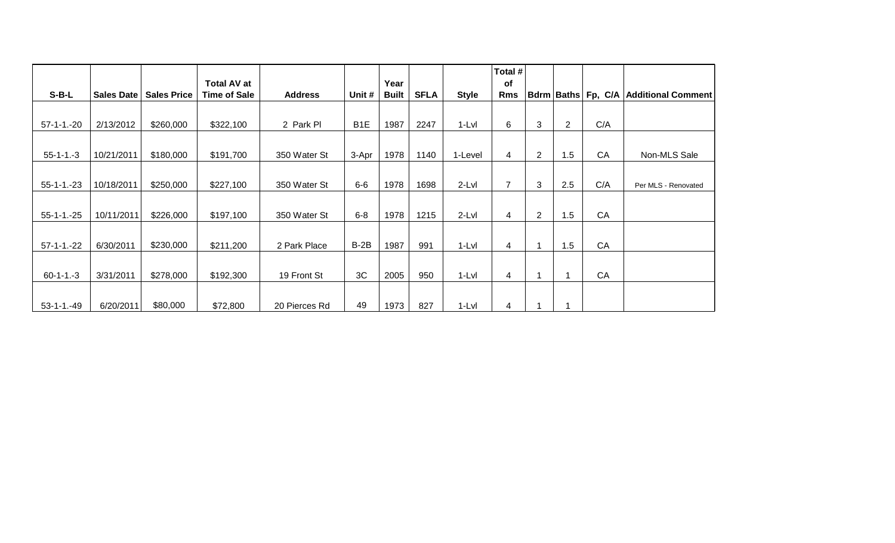| S-B-L | Sales Date | Sales Price | Total AV at Time of Sale | Address | Unit # | Year Built | SFLA | Style | Total # of Rms | Bdrm | Baths | Fp, C/A | Additional Comment |
|---|---|---|---|---|---|---|---|---|---|---|---|---|---|
| 57-1-1.-20 | 2/13/2012 | $260,000 | $322,100 | 2 Park Pl | B1E | 1987 | 2247 | 1-Lvl | 6 | 3 | 2 | C/A | |
| 55-1-1.-3 | 10/21/2011 | $180,000 | $191,700 | 350 Water St | 3-Apr | 1978 | 1140 | 1-Level | 4 | 2 | 1.5 | CA | Non-MLS Sale |
| 55-1-1.-23 | 10/18/2011 | $250,000 | $227,100 | 350 Water St | 6-6 | 1978 | 1698 | 2-Lvl | 7 | 3 | 2.5 | C/A | Per MLS - Renovated |
| 55-1-1.-25 | 10/11/2011 | $226,000 | $197,100 | 350 Water St | 6-8 | 1978 | 1215 | 2-Lvl | 4 | 2 | 1.5 | CA | |
| 57-1-1.-22 | 6/30/2011 | $230,000 | $211,200 | 2 Park Place | B-2B | 1987 | 991 | 1-Lvl | 4 | 1 | 1.5 | CA | |
| 60-1-1.-3 | 3/31/2011 | $278,000 | $192,300 | 19 Front St | 3C | 2005 | 950 | 1-Lvl | 4 | 1 | 1 | CA | |
| 53-1-1.-49 | 6/20/2011 | $80,000 | $72,800 | 20 Pierces Rd | 49 | 1973 | 827 | 1-Lvl | 4 | 1 | 1 | | |